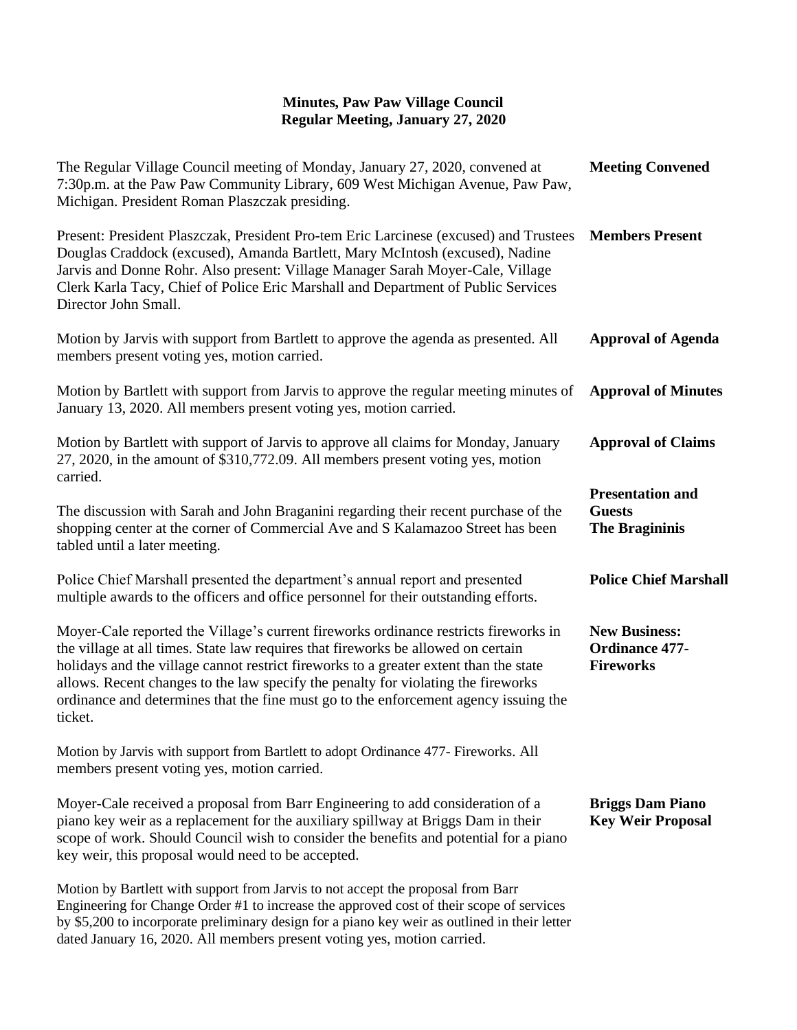# Minutes, Paw Paw Village Council
## Regular Meeting, January 27, 2020

**Meeting Convened**

The Regular Village Council meeting of Monday, January 27, 2020, convened at 7:30p.m. at the Paw Paw Community Library, 609 West Michigan Avenue, Paw Paw, Michigan. President Roman Plaszczak presiding.

**Members Present**

Present: President Plaszczak, President Pro-tem Eric Larcinese (excused) and Trustees Douglas Craddock (excused), Amanda Bartlett, Mary McIntosh (excused), Nadine Jarvis and Donne Rohr. Also present: Village Manager Sarah Moyer-Cale, Village Clerk Karla Tacy, Chief of Police Eric Marshall and Department of Public Services Director John Small.

**Approval of Agenda**

Motion by Jarvis with support from Bartlett to approve the agenda as presented. All members present voting yes, motion carried.

**Approval of Minutes**

Motion by Bartlett with support from Jarvis to approve the regular meeting minutes of January 13, 2020. All members present voting yes, motion carried.

**Approval of Claims**

Motion by Bartlett with support of Jarvis to approve all claims for Monday, January 27, 2020, in the amount of $310,772.09. All members present voting yes, motion carried.

**Presentation and Guests**
**The Bragininis**

The discussion with Sarah and John Braganini regarding their recent purchase of the shopping center at the corner of Commercial Ave and S Kalamazoo Street has been tabled until a later meeting.

**Police Chief Marshall**

Police Chief Marshall presented the department's annual report and presented multiple awards to the officers and office personnel for their outstanding efforts.

**New Business:**
**Ordinance 477-Fireworks**

Moyer-Cale reported the Village's current fireworks ordinance restricts fireworks in the village at all times. State law requires that fireworks be allowed on certain holidays and the village cannot restrict fireworks to a greater extent than the state allows. Recent changes to the law specify the penalty for violating the fireworks ordinance and determines that the fine must go to the enforcement agency issuing the ticket.

Motion by Jarvis with support from Bartlett to adopt Ordinance 477- Fireworks. All members present voting yes, motion carried.

**Briggs Dam Piano Key Weir Proposal**

Moyer-Cale received a proposal from Barr Engineering to add consideration of a piano key weir as a replacement for the auxiliary spillway at Briggs Dam in their scope of work. Should Council wish to consider the benefits and potential for a piano key weir, this proposal would need to be accepted.

Motion by Bartlett with support from Jarvis to not accept the proposal from Barr Engineering for Change Order #1 to increase the approved cost of their scope of services by $5,200 to incorporate preliminary design for a piano key weir as outlined in their letter dated January 16, 2020. All members present voting yes, motion carried.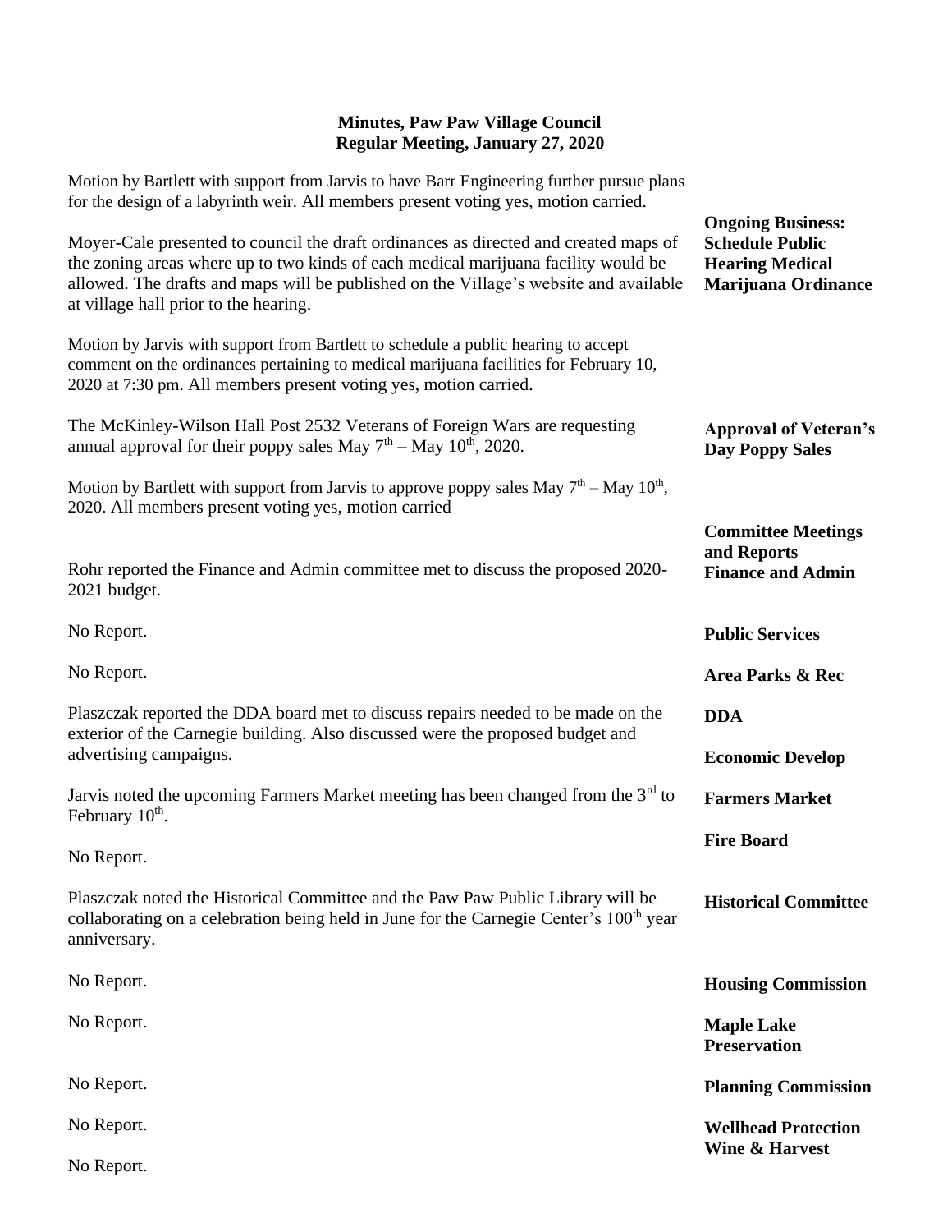**Minutes, Paw Paw Village Council**
**Regular Meeting, January 27, 2020**

Motion by Bartlett with support from Jarvis to have Barr Engineering further pursue plans for the design of a labyrinth weir. All members present voting yes, motion carried.

**Ongoing Business: Schedule Public Hearing Medical Marijuana Ordinance**

Moyer-Cale presented to council the draft ordinances as directed and created maps of the zoning areas where up to two kinds of each medical marijuana facility would be allowed. The drafts and maps will be published on the Village's website and available at village hall prior to the hearing.

Motion by Jarvis with support from Bartlett to schedule a public hearing to accept comment on the ordinances pertaining to medical marijuana facilities for February 10, 2020 at 7:30 pm. All members present voting yes, motion carried.

**Approval of Veteran's Day Poppy Sales**

The McKinley-Wilson Hall Post 2532 Veterans of Foreign Wars are requesting annual approval for their poppy sales May 7th – May 10th, 2020.

Motion by Bartlett with support from Jarvis to approve poppy sales May 7th – May 10th, 2020. All members present voting yes, motion carried

**Committee Meetings and Reports**

**Finance and Admin**

Rohr reported the Finance and Admin committee met to discuss the proposed 2020-2021 budget.

**Public Services**

No Report.

**Area Parks & Rec**

No Report.

**DDA**

Plaszczak reported the DDA board met to discuss repairs needed to be made on the exterior of the Carnegie building. Also discussed were the proposed budget and advertising campaigns.

**Economic Develop**

**Farmers Market**

Jarvis noted the upcoming Farmers Market meeting has been changed from the 3rd to February 10th.

**Fire Board**

No Report.

**Historical Committee**

Plaszczak noted the Historical Committee and the Paw Paw Public Library will be collaborating on a celebration being held in June for the Carnegie Center's 100th year anniversary.

**Housing Commission**

No Report.

**Maple Lake Preservation**

No Report.

**Planning Commission**

No Report.

**Wellhead Protection**

No Report.

**Wine & Harvest**

No Report.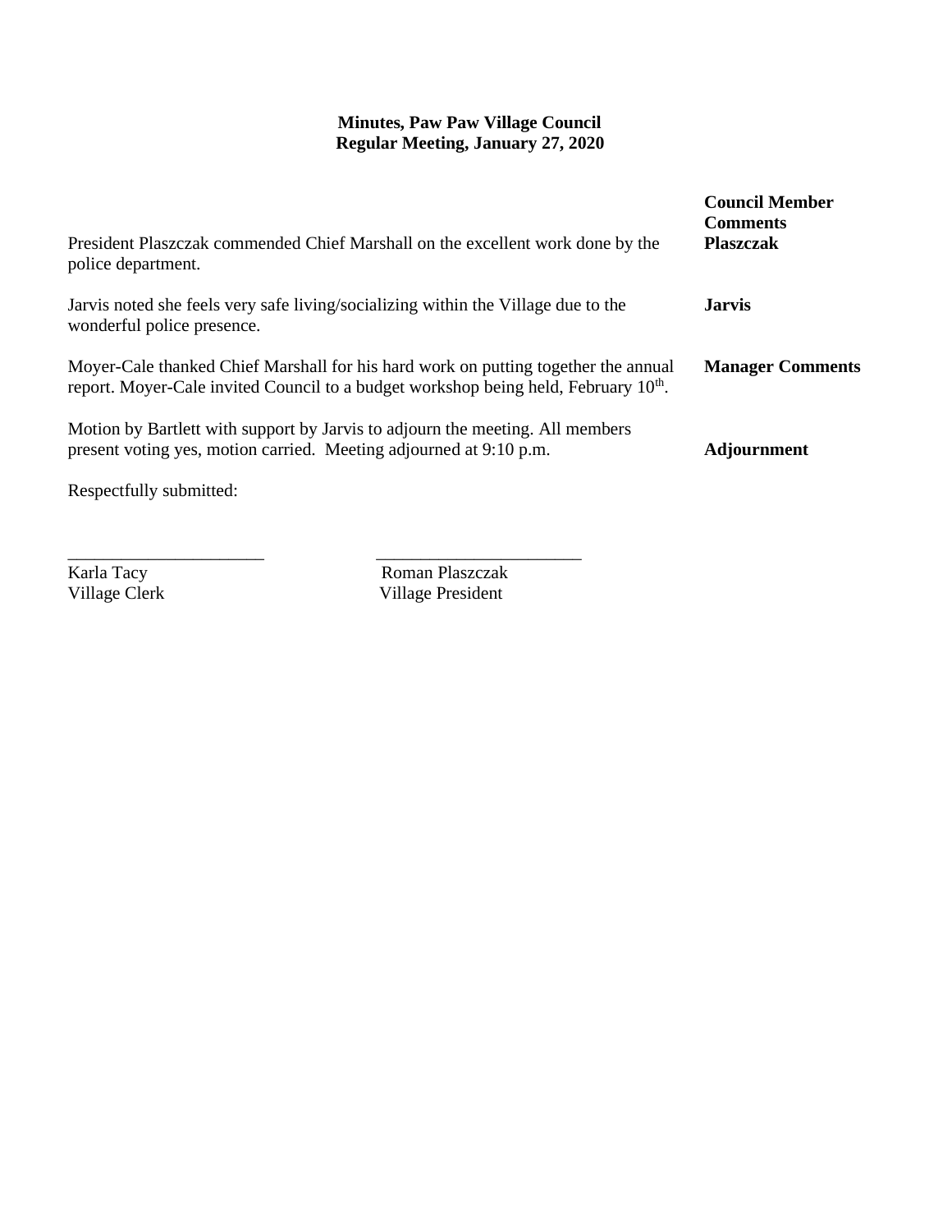**Minutes, Paw Paw Village Council**
**Regular Meeting, January 27, 2020**

**Council Member Comments**

**Plaszczak**

President Plaszczak commended Chief Marshall on the excellent work done by the police department.

**Jarvis**

Jarvis noted she feels very safe living/socializing within the Village due to the wonderful police presence.

**Manager Comments**

Moyer-Cale thanked Chief Marshall for his hard work on putting together the annual report. Moyer-Cale invited Council to a budget workshop being held, February 10th.

**Adjournment**

Motion by Bartlett with support by Jarvis to adjourn the meeting. All members present voting yes, motion carried. Meeting adjourned at 9:10 p.m.

Respectfully submitted:

\_\_\_\_\_\_\_\_\_\_\_\_\_\_\_\_\_\_\_\_\_\_ \_\_\_\_\_\_\_\_\_\_\_\_\_\_\_\_\_\_\_\_\_\_\_

Karla Tacy
Village Clerk

Roman Plaszczak
Village President